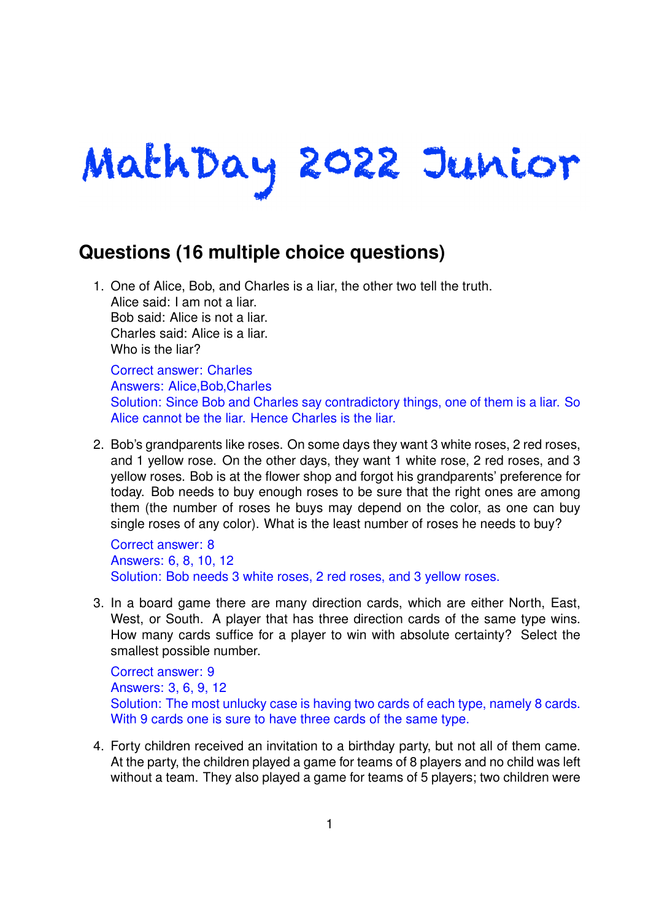# MathDay 2022 Junior

## Questions (16 multiple choice questions)

1. One of Alice, Bob, and Charles is a liar, the other two tell the truth.
   Alice said: I am not a liar.
   Bob said: Alice is not a liar.
   Charles said: Alice is a liar.
   Who is the liar?

   Correct answer: Charles
   Answers: Alice,Bob,Charles
   Solution: Since Bob and Charles say contradictory things, one of them is a liar. So Alice cannot be the liar. Hence Charles is the liar.

2. Bob's grandparents like roses. On some days they want 3 white roses, 2 red roses, and 1 yellow rose. On the other days, they want 1 white rose, 2 red roses, and 3 yellow roses. Bob is at the flower shop and forgot his grandparents' preference for today. Bob needs to buy enough roses to be sure that the right ones are among them (the number of roses he buys may depend on the color, as one can buy single roses of any color). What is the least number of roses he needs to buy?

   Correct answer: 8
   Answers: 6, 8, 10, 12
   Solution: Bob needs 3 white roses, 2 red roses, and 3 yellow roses.

3. In a board game there are many direction cards, which are either North, East, West, or South. A player that has three direction cards of the same type wins. How many cards suffice for a player to win with absolute certainty? Select the smallest possible number.

   Correct answer: 9
   Answers: 3, 6, 9, 12
   Solution: The most unlucky case is having two cards of each type, namely 8 cards. With 9 cards one is sure to have three cards of the same type.

4. Forty children received an invitation to a birthday party, but not all of them came. At the party, the children played a game for teams of 8 players and no child was left without a team. They also played a game for teams of 5 players; two children were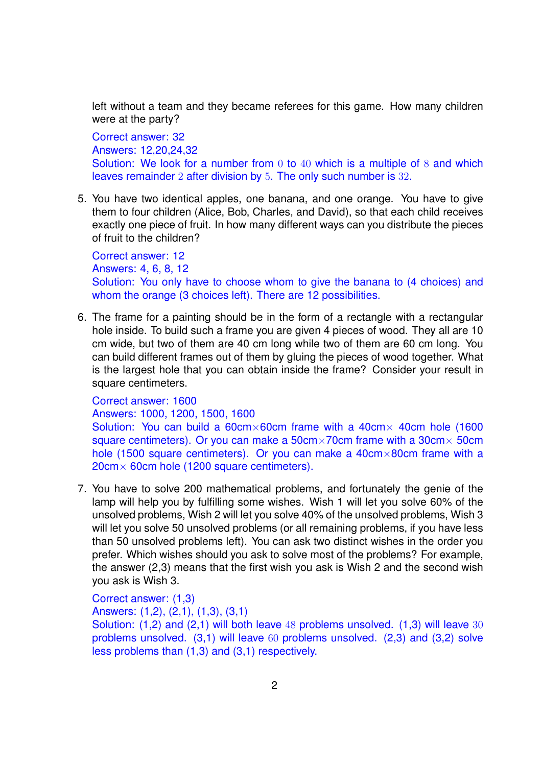left without a team and they became referees for this game. How many children were at the party?

Correct answer: 32
Answers: 12,20,24,32
Solution: We look for a number from $0$ to $40$ which is a multiple of $8$ and which leaves remainder $2$ after division by $5$. The only such number is $32$.

5. You have two identical apples, one banana, and one orange. You have to give them to four children (Alice, Bob, Charles, and David), so that each child receives exactly one piece of fruit. In how many different ways can you distribute the pieces of fruit to the children?

   Correct answer: 12
   Answers: 4, 6, 8, 12
   Solution: You only have to choose whom to give the banana to (4 choices) and whom the orange (3 choices left). There are 12 possibilities.

6. The frame for a painting should be in the form of a rectangle with a rectangular hole inside. To build such a frame you are given 4 pieces of wood. They all are 10 cm wide, but two of them are 40 cm long while two of them are 60 cm long. You can build different frames out of them by gluing the pieces of wood together. What is the largest hole that you can obtain inside the frame? Consider your result in square centimeters.

   Correct answer: 1600
   Answers: 1000, 1200, 1500, 1600
   Solution: You can build a 60cm$\times$60cm frame with a 40cm$\times$ 40cm hole (1600 square centimeters). Or you can make a 50cm$\times$70cm frame with a 30cm$\times$ 50cm hole (1500 square centimeters). Or you can make a 40cm$\times$80cm frame with a 20cm$\times$ 60cm hole (1200 square centimeters).

7. You have to solve 200 mathematical problems, and fortunately the genie of the lamp will help you by fulfilling some wishes. Wish 1 will let you solve 60% of the unsolved problems, Wish 2 will let you solve 40% of the unsolved problems, Wish 3 will let you solve 50 unsolved problems (or all remaining problems, if you have less than 50 unsolved problems left). You can ask two distinct wishes in the order you prefer. Which wishes should you ask to solve most of the problems? For example, the answer (2,3) means that the first wish you ask is Wish 2 and the second wish you ask is Wish 3.

   Correct answer: (1,3)
   Answers: (1,2), (2,1), (1,3), (3,1)
   Solution: (1,2) and (2,1) will both leave $48$ problems unsolved. (1,3) will leave $30$ problems unsolved. (3,1) will leave $60$ problems unsolved. (2,3) and (3,2) solve less problems than (1,3) and (3,1) respectively.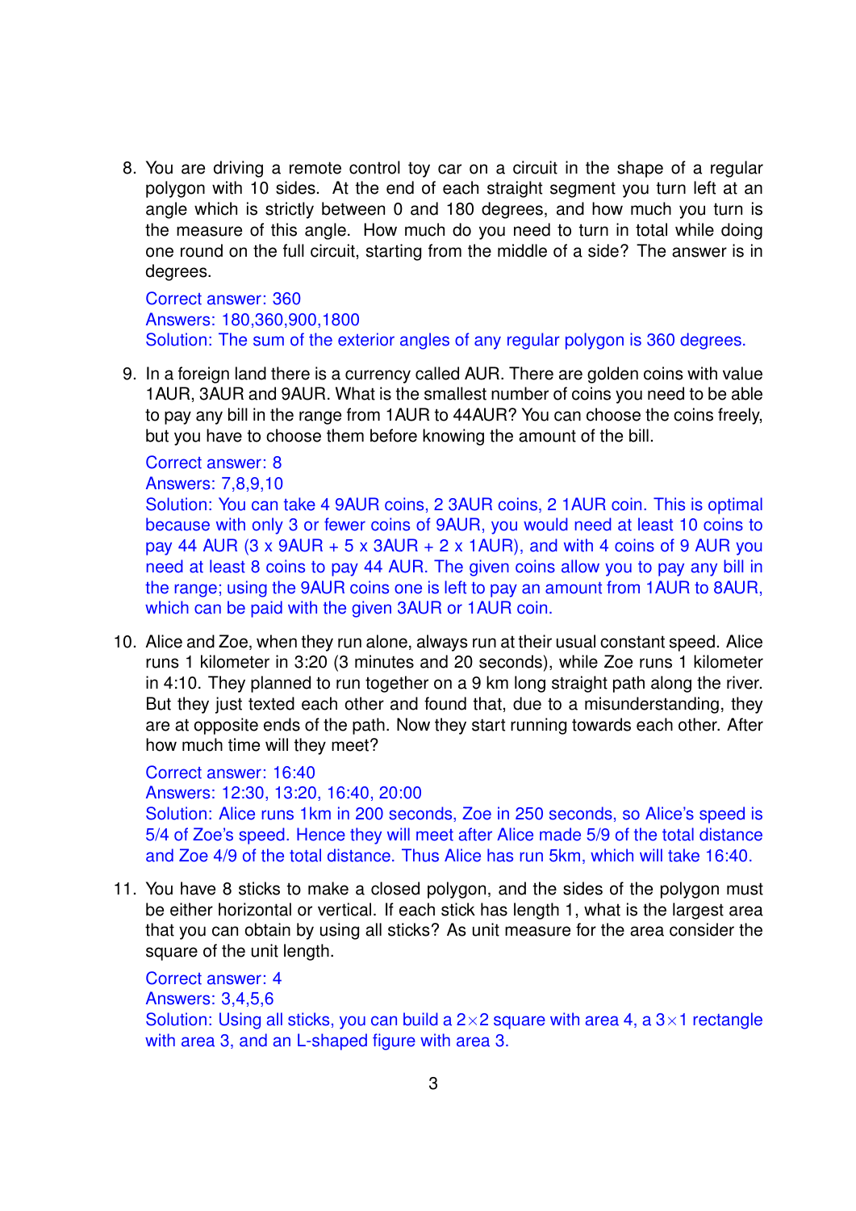8. You are driving a remote control toy car on a circuit in the shape of a regular polygon with 10 sides. At the end of each straight segment you turn left at an angle which is strictly between 0 and 180 degrees, and how much you turn is the measure of this angle. How much do you need to turn in total while doing one round on the full circuit, starting from the middle of a side? The answer is in degrees.

   Correct answer: 360
   Answers: 180,360,900,1800
   Solution: The sum of the exterior angles of any regular polygon is 360 degrees.

9. In a foreign land there is a currency called AUR. There are golden coins with value 1AUR, 3AUR and 9AUR. What is the smallest number of coins you need to be able to pay any bill in the range from 1AUR to 44AUR? You can choose the coins freely, but you have to choose them before knowing the amount of the bill.

   Correct answer: 8
   Answers: 7,8,9,10
   Solution: You can take 4 9AUR coins, 2 3AUR coins, 2 1AUR coin. This is optimal because with only 3 or fewer coins of 9AUR, you would need at least 10 coins to pay 44 AUR (3 x 9AUR + 5 x 3AUR + 2 x 1AUR), and with 4 coins of 9 AUR you need at least 8 coins to pay 44 AUR. The given coins allow you to pay any bill in the range; using the 9AUR coins one is left to pay an amount from 1AUR to 8AUR, which can be paid with the given 3AUR or 1AUR coin.

10. Alice and Zoe, when they run alone, always run at their usual constant speed. Alice runs 1 kilometer in 3:20 (3 minutes and 20 seconds), while Zoe runs 1 kilometer in 4:10. They planned to run together on a 9 km long straight path along the river. But they just texted each other and found that, due to a misunderstanding, they are at opposite ends of the path. Now they start running towards each other. After how much time will they meet?

    Correct answer: 16:40
    Answers: 12:30, 13:20, 16:40, 20:00
    Solution: Alice runs 1km in 200 seconds, Zoe in 250 seconds, so Alice's speed is 5/4 of Zoe's speed. Hence they will meet after Alice made 5/9 of the total distance and Zoe 4/9 of the total distance. Thus Alice has run 5km, which will take 16:40.

11. You have 8 sticks to make a closed polygon, and the sides of the polygon must be either horizontal or vertical. If each stick has length 1, what is the largest area that you can obtain by using all sticks? As unit measure for the area consider the square of the unit length.

    Correct answer: 4
    Answers: 3,4,5,6
    Solution: Using all sticks, you can build a $2\times2$ square with area 4, a $3\times1$ rectangle with area 3, and an L-shaped figure with area 3.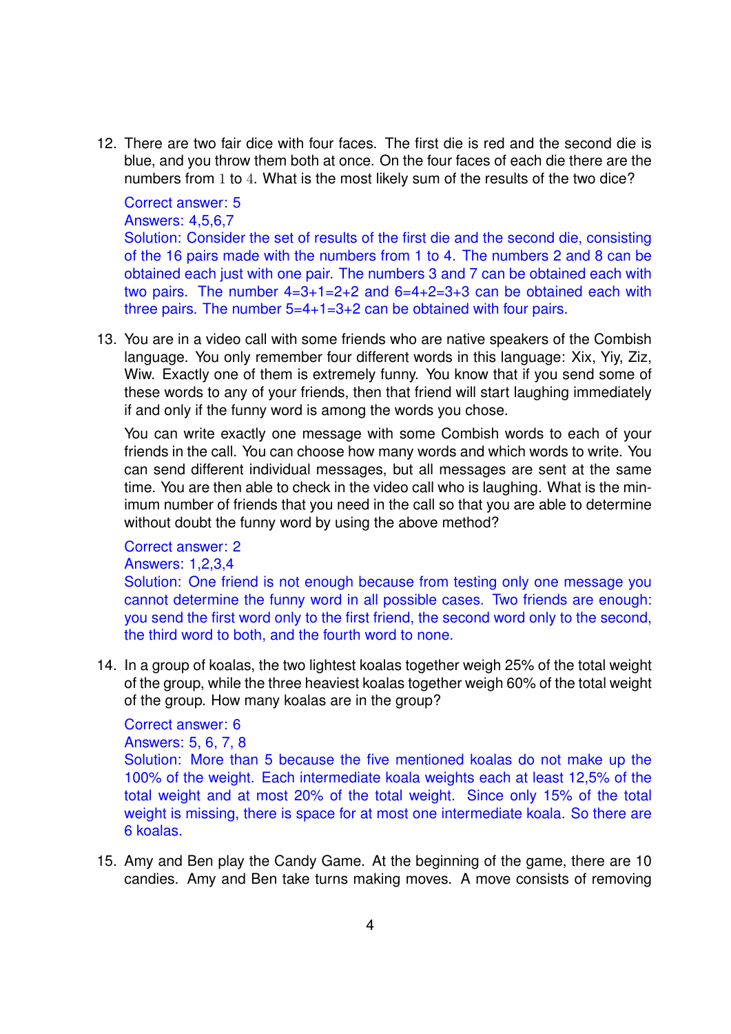12. There are two fair dice with four faces. The first die is red and the second die is blue, and you throw them both at once. On the four faces of each die there are the numbers from $1$ to $4$. What is the most likely sum of the results of the two dice?

    Correct answer: 5
    Answers: 4,5,6,7
    Solution: Consider the set of results of the first die and the second die, consisting of the 16 pairs made with the numbers from 1 to 4. The numbers 2 and 8 can be obtained each just with one pair. The numbers 3 and 7 can be obtained each with two pairs. The number 4=3+1=2+2 and 6=4+2=3+3 can be obtained each with three pairs. The number 5=4+1=3+2 can be obtained with four pairs.

13. You are in a video call with some friends who are native speakers of the Combish language. You only remember four different words in this language: Xix, Yiy, Ziz, Wiw. Exactly one of them is extremely funny. You know that if you send some of these words to any of your friends, then that friend will start laughing immediately if and only if the funny word is among the words you chose.

    You can write exactly one message with some Combish words to each of your friends in the call. You can choose how many words and which words to write. You can send different individual messages, but all messages are sent at the same time. You are then able to check in the video call who is laughing. What is the minimum number of friends that you need in the call so that you are able to determine without doubt the funny word by using the above method?

    Correct answer: 2
    Answers: 1,2,3,4
    Solution: One friend is not enough because from testing only one message you cannot determine the funny word in all possible cases. Two friends are enough: you send the first word only to the first friend, the second word only to the second, the third word to both, and the fourth word to none.

14. In a group of koalas, the two lightest koalas together weigh 25% of the total weight of the group, while the three heaviest koalas together weigh 60% of the total weight of the group. How many koalas are in the group?

    Correct answer: 6
    Answers: 5, 6, 7, 8
    Solution: More than 5 because the five mentioned koalas do not make up the 100% of the weight. Each intermediate koala weights each at least 12,5% of the total weight and at most 20% of the total weight. Since only 15% of the total weight is missing, there is space for at most one intermediate koala. So there are 6 koalas.

15. Amy and Ben play the Candy Game. At the beginning of the game, there are 10 candies. Amy and Ben take turns making moves. A move consists of removing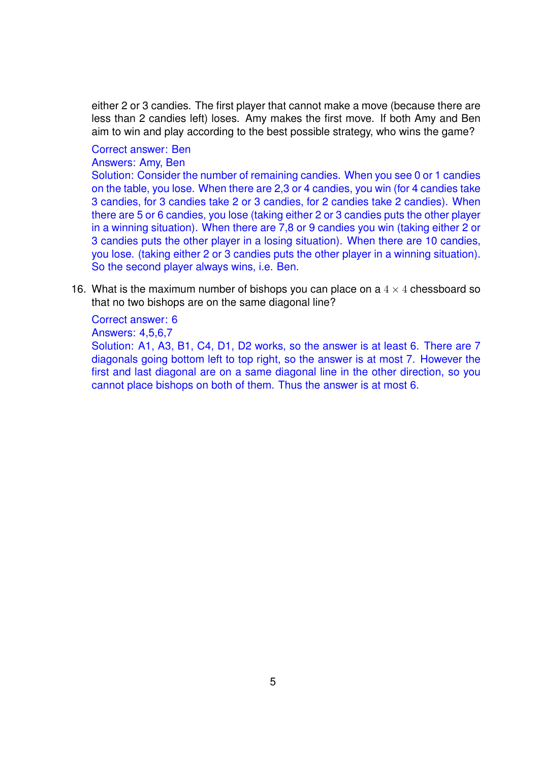either 2 or 3 candies. The first player that cannot make a move (because there are less than 2 candies left) loses. Amy makes the first move. If both Amy and Ben aim to win and play according to the best possible strategy, who wins the game?

Correct answer: Ben
Answers: Amy, Ben
Solution: Consider the number of remaining candies. When you see 0 or 1 candies on the table, you lose. When there are 2,3 or 4 candies, you win (for 4 candies take 3 candies, for 3 candies take 2 or 3 candies, for 2 candies take 2 candies). When there are 5 or 6 candies, you lose (taking either 2 or 3 candies puts the other player in a winning situation). When there are 7,8 or 9 candies you win (taking either 2 or 3 candies puts the other player in a losing situation). When there are 10 candies, you lose. (taking either 2 or 3 candies puts the other player in a winning situation). So the second player always wins, i.e. Ben.

16. What is the maximum number of bishops you can place on a $4 \times 4$ chessboard so that no two bishops are on the same diagonal line?

    Correct answer: 6
    Answers: 4,5,6,7
    Solution: A1, A3, B1, C4, D1, D2 works, so the answer is at least 6. There are 7 diagonals going bottom left to top right, so the answer is at most 7. However the first and last diagonal are on a same diagonal line in the other direction, so you cannot place bishops on both of them. Thus the answer is at most 6.